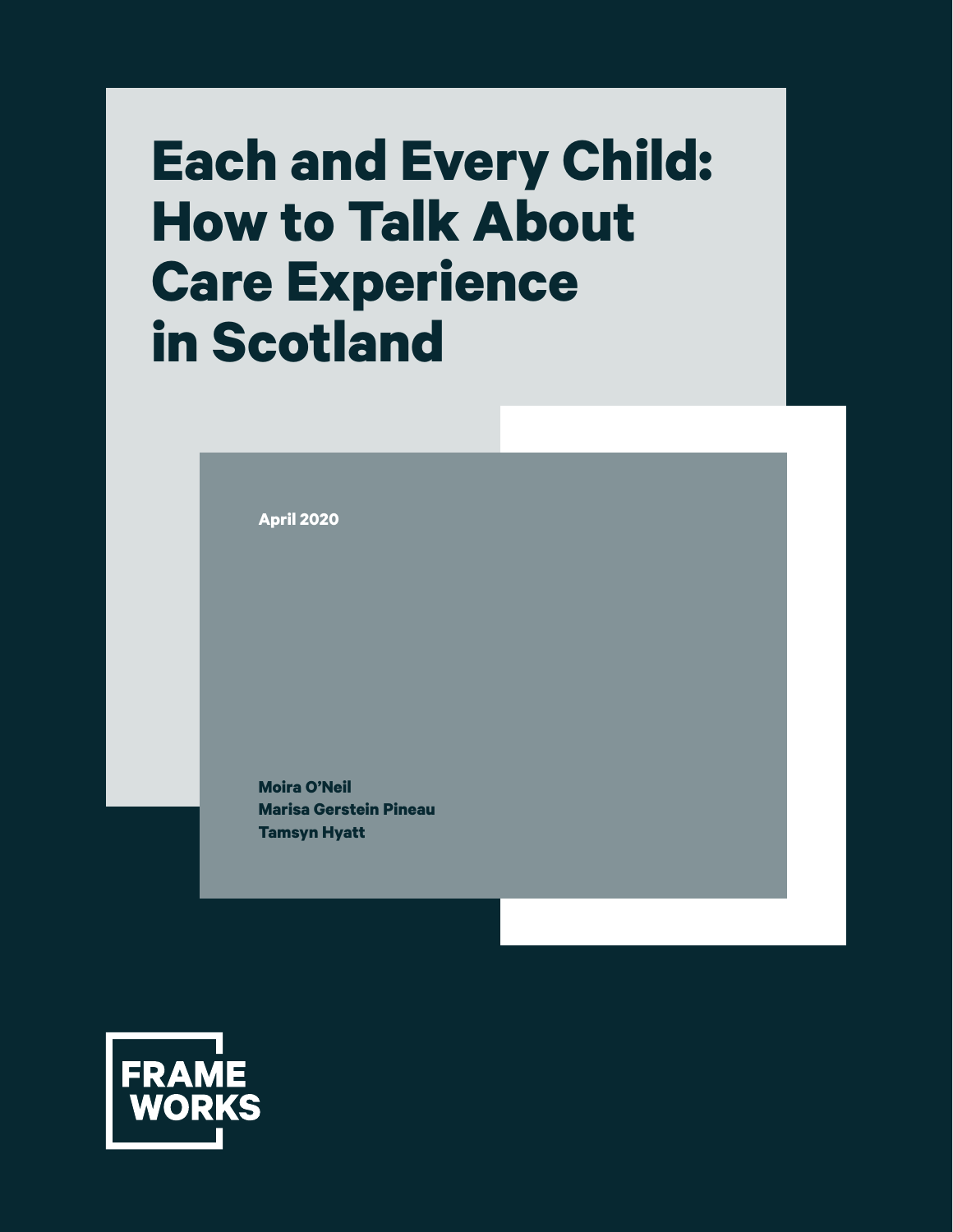# Each and Every Child: How to Talk About Care Experience in Scotland

April 2020

**Moira O'Neil**
**Marisa Gerstein Pineau**
**Tamsyn Hyatt**

FRAME WORKS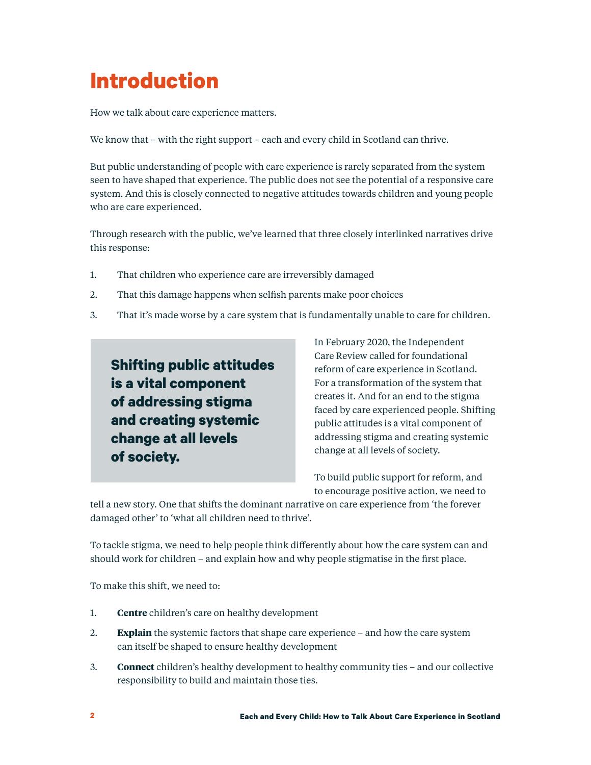# Introduction

How we talk about care experience matters.

We know that – with the right support – each and every child in Scotland can thrive.

But public understanding of people with care experience is rarely separated from the system seen to have shaped that experience. The public does not see the potential of a responsive care system. And this is closely connected to negative attitudes towards children and young people who are care experienced.

Through research with the public, we've learned that three closely interlinked narratives drive this response:

1. That children who experience care are irreversibly damaged
2. That this damage happens when selfish parents make poor choices
3. That it's made worse by a care system that is fundamentally unable to care for children.

**Shifting public attitudes is a vital component of addressing stigma and creating systemic change at all levels of society.**

In February 2020, the Independent Care Review called for foundational reform of care experience in Scotland. For a transformation of the system that creates it. And for an end to the stigma faced by care experienced people. Shifting public attitudes is a vital component of addressing stigma and creating systemic change at all levels of society.

To build public support for reform, and to encourage positive action, we need to tell a new story. One that shifts the dominant narrative on care experience from 'the forever damaged other' to 'what all children need to thrive'.

To tackle stigma, we need to help people think differently about how the care system can and should work for children – and explain how and why people stigmatise in the first place.

To make this shift, we need to:

1. **Centre** children's care on healthy development
2. **Explain** the systemic factors that shape care experience – and how the care system can itself be shaped to ensure healthy development
3. **Connect** children's healthy development to healthy community ties – and our collective responsibility to build and maintain those ties.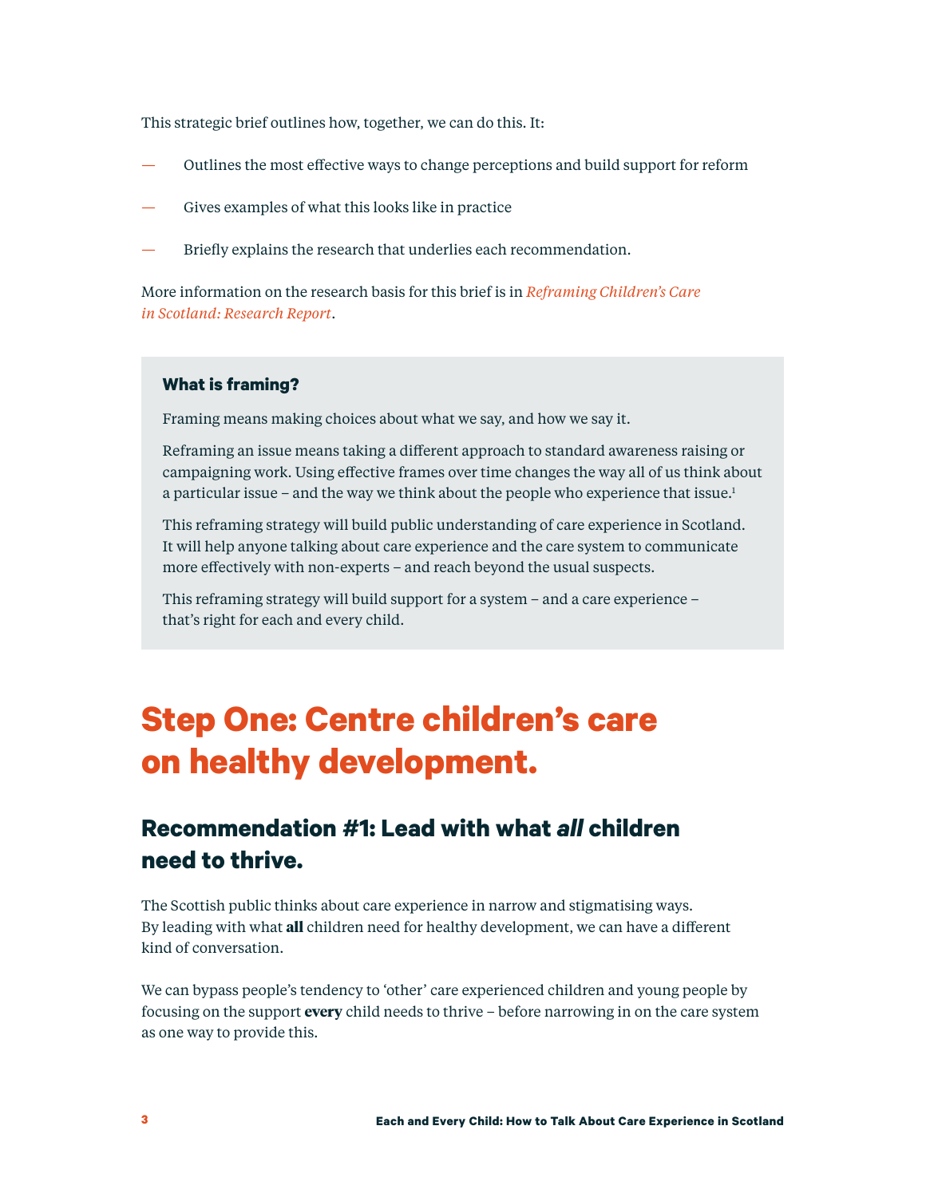This strategic brief outlines how, together, we can do this. It:

- Outlines the most effective ways to change perceptions and build support for reform
- Gives examples of what this looks like in practice
- Briefly explains the research that underlies each recommendation.

More information on the research basis for this brief is in *Reframing Children's Care in Scotland: Research Report*.

> **What is framing?**
>
> Framing means making choices about what we say, and how we say it.
>
> Reframing an issue means taking a different approach to standard awareness raising or campaigning work. Using effective frames over time changes the way all of us think about a particular issue – and the way we think about the people who experience that issue.[1]
>
> This reframing strategy will build public understanding of care experience in Scotland. It will help anyone talking about care experience and the care system to communicate more effectively with non-experts – and reach beyond the usual suspects.
>
> This reframing strategy will build support for a system – and a care experience – that's right for each and every child.

# Step One: Centre children's care on healthy development.

## Recommendation #1: Lead with what *all* children need to thrive.

The Scottish public thinks about care experience in narrow and stigmatising ways. By leading with what **all** children need for healthy development, we can have a different kind of conversation.

We can bypass people's tendency to 'other' care experienced children and young people by focusing on the support **every** child needs to thrive – before narrowing in on the care system as one way to provide this.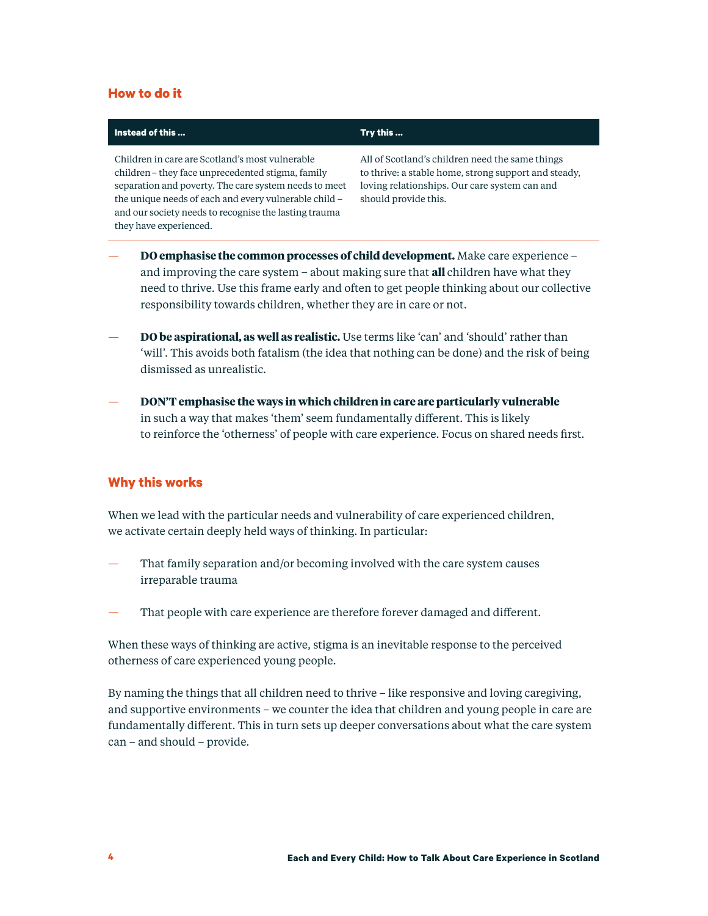## How to do it

| Instead of this ... | Try this ... |
| --- | --- |
| Children in care are Scotland's most vulnerable children – they face unprecedented stigma, family separation and poverty. The care system needs to meet the unique needs of each and every vulnerable child – and our society needs to recognise the lasting trauma they have experienced. | All of Scotland's children need the same things to thrive: a stable home, strong support and steady, loving relationships. Our care system can and should provide this. |

- **DO emphasise the common processes of child development.** Make care experience – and improving the care system – about making sure that **all** children have what they need to thrive. Use this frame early and often to get people thinking about our collective responsibility towards children, whether they are in care or not.
- **DO be aspirational, as well as realistic.** Use terms like 'can' and 'should' rather than 'will'. This avoids both fatalism (the idea that nothing can be done) and the risk of being dismissed as unrealistic.
- **DON'T emphasise the ways in which children in care are particularly vulnerable** in such a way that makes 'them' seem fundamentally different. This is likely to reinforce the 'otherness' of people with care experience. Focus on shared needs first.

## Why this works

When we lead with the particular needs and vulnerability of care experienced children, we activate certain deeply held ways of thinking. In particular:

- That family separation and/or becoming involved with the care system causes irreparable trauma
- That people with care experience are therefore forever damaged and different.

When these ways of thinking are active, stigma is an inevitable response to the perceived otherness of care experienced young people.

By naming the things that all children need to thrive – like responsive and loving caregiving, and supportive environments – we counter the idea that children and young people in care are fundamentally different. This in turn sets up deeper conversations about what the care system can – and should – provide.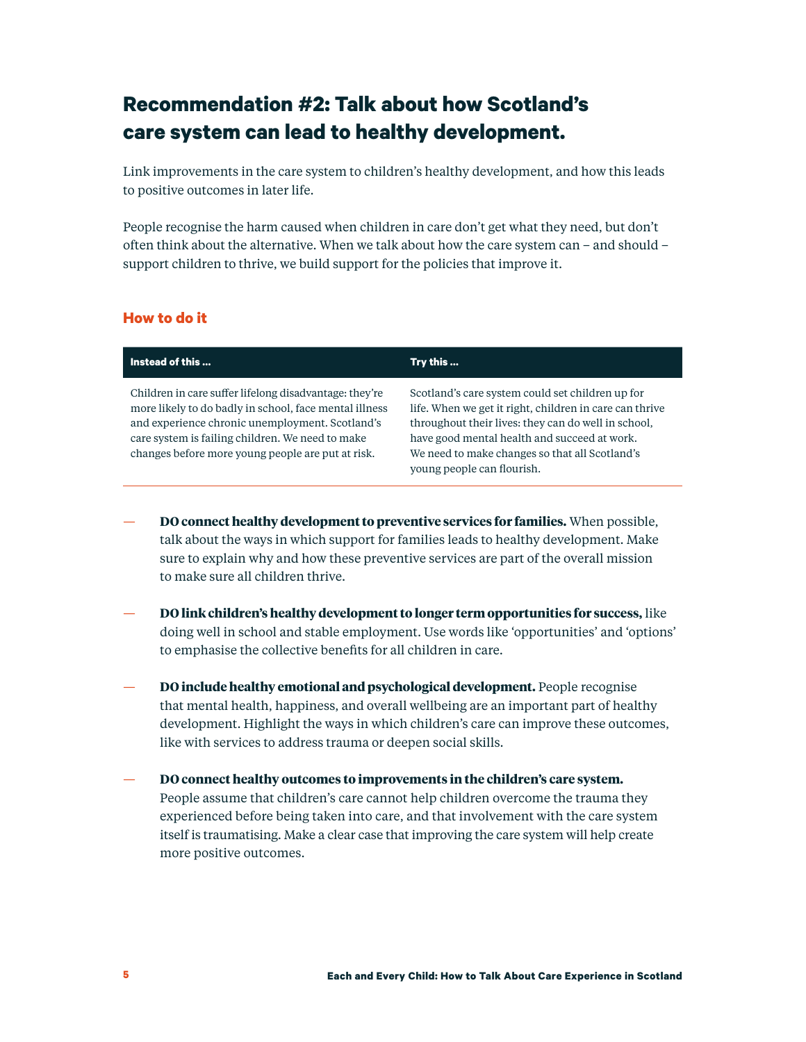## Recommendation #2: Talk about how Scotland's care system can lead to healthy development.

Link improvements in the care system to children's healthy development, and how this leads to positive outcomes in later life.

People recognise the harm caused when children in care don't get what they need, but don't often think about the alternative. When we talk about how the care system can – and should – support children to thrive, we build support for the policies that improve it.

### How to do it

| Instead of this ... | Try this ... |
| --- | --- |
| Children in care suffer lifelong disadvantage: they're more likely to do badly in school, face mental illness and experience chronic unemployment. Scotland's care system is failing children. We need to make changes before more young people are put at risk. | Scotland's care system could set children up for life. When we get it right, children in care can thrive throughout their lives: they can do well in school, have good mental health and succeed at work. We need to make changes so that all Scotland's young people can flourish. |

— **DO connect healthy development to preventive services for families.** When possible, talk about the ways in which support for families leads to healthy development. Make sure to explain why and how these preventive services are part of the overall mission to make sure all children thrive.

— **DO link children's healthy development to longer term opportunities for success,** like doing well in school and stable employment. Use words like 'opportunities' and 'options' to emphasise the collective benefits for all children in care.

— **DO include healthy emotional and psychological development.** People recognise that mental health, happiness, and overall wellbeing are an important part of healthy development. Highlight the ways in which children's care can improve these outcomes, like with services to address trauma or deepen social skills.

— **DO connect healthy outcomes to improvements in the children's care system.** People assume that children's care cannot help children overcome the trauma they experienced before being taken into care, and that involvement with the care system itself is traumatising. Make a clear case that improving the care system will help create more positive outcomes.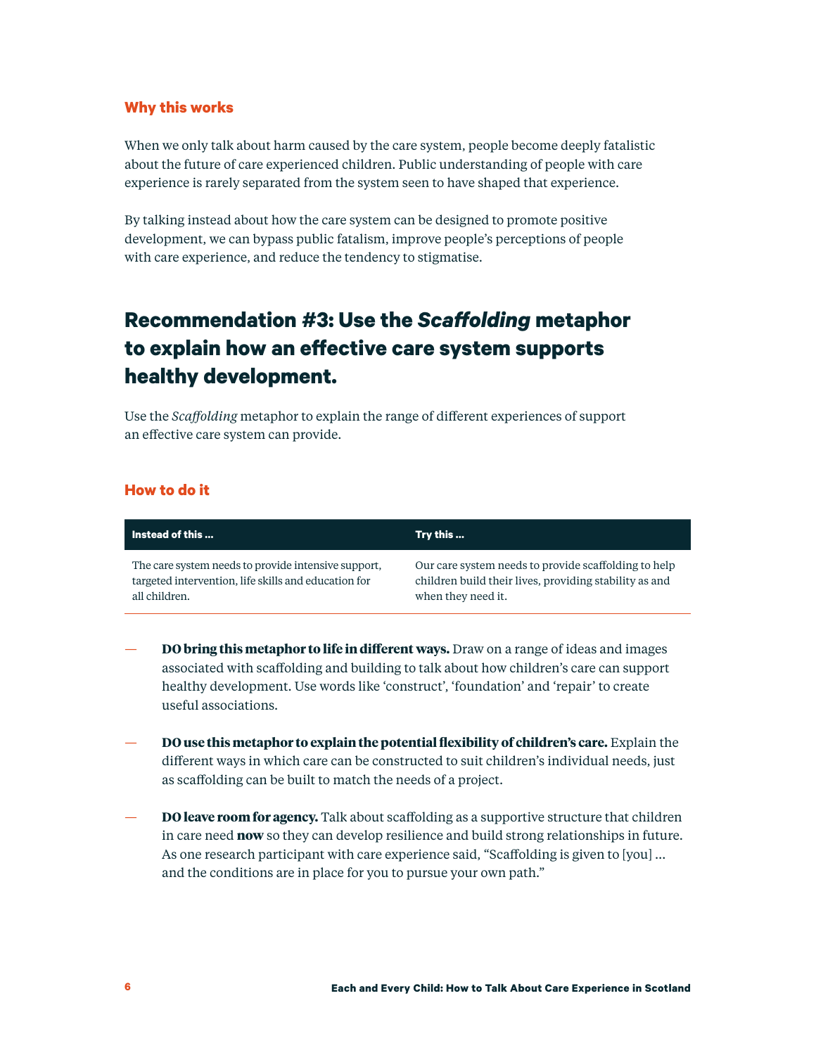### Why this works

When we only talk about harm caused by the care system, people become deeply fatalistic about the future of care experienced children. Public understanding of people with care experience is rarely separated from the system seen to have shaped that experience.

By talking instead about how the care system can be designed to promote positive development, we can bypass public fatalism, improve people's perceptions of people with care experience, and reduce the tendency to stigmatise.

## Recommendation #3: Use the *Scaffolding* metaphor to explain how an effective care system supports healthy development.

Use the *Scaffolding* metaphor to explain the range of different experiences of support an effective care system can provide.

### How to do it

| Instead of this ... | Try this ... |
| --- | --- |
| The care system needs to provide intensive support, targeted intervention, life skills and education for all children. | Our care system needs to provide scaffolding to help children build their lives, providing stability as and when they need it. |

— **DO bring this metaphor to life in different ways.** Draw on a range of ideas and images associated with scaffolding and building to talk about how children's care can support healthy development. Use words like 'construct', 'foundation' and 'repair' to create useful associations.

— **DO use this metaphor to explain the potential flexibility of children's care.** Explain the different ways in which care can be constructed to suit children's individual needs, just as scaffolding can be built to match the needs of a project.

— **DO leave room for agency.** Talk about scaffolding as a supportive structure that children in care need **now** so they can develop resilience and build strong relationships in future. As one research participant with care experience said, "Scaffolding is given to [you] ... and the conditions are in place for you to pursue your own path."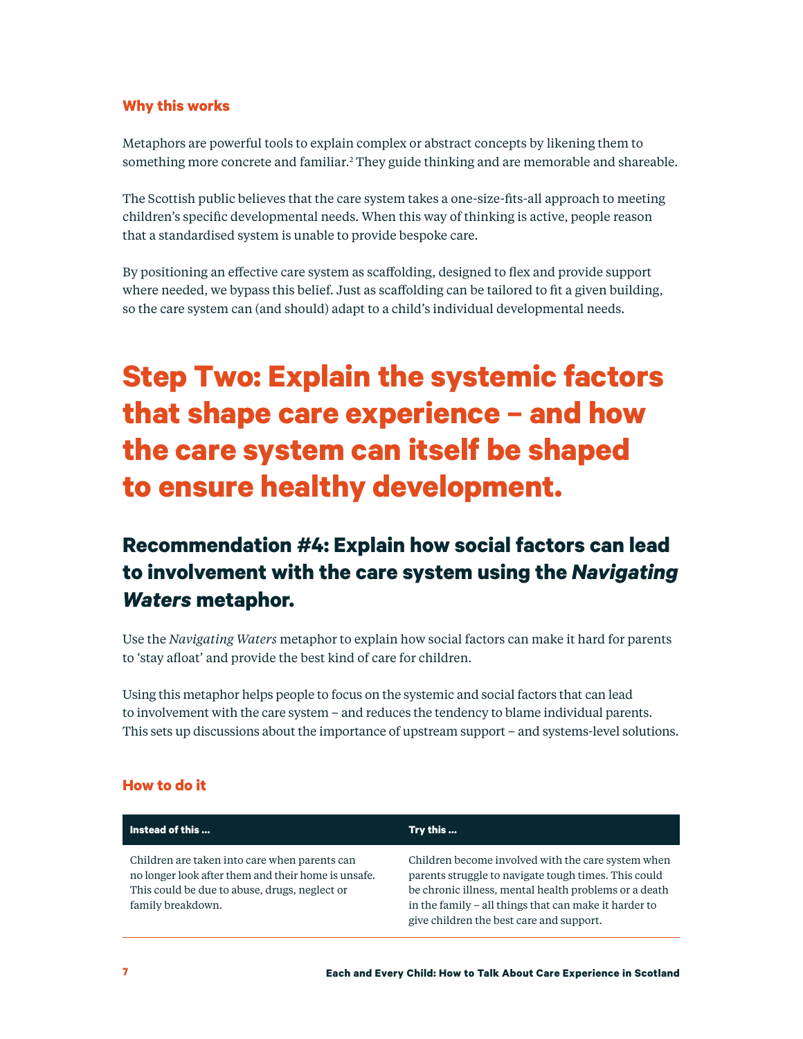### Why this works

Metaphors are powerful tools to explain complex or abstract concepts by likening them to something more concrete and familiar.[2] They guide thinking and are memorable and shareable.

The Scottish public believes that the care system takes a one-size-fits-all approach to meeting children's specific developmental needs. When this way of thinking is active, people reason that a standardised system is unable to provide bespoke care.

By positioning an effective care system as scaffolding, designed to flex and provide support where needed, we bypass this belief. Just as scaffolding can be tailored to fit a given building, so the care system can (and should) adapt to a child's individual developmental needs.

# Step Two: Explain the systemic factors that shape care experience – and how the care system can itself be shaped to ensure healthy development.

## Recommendation #4: Explain how social factors can lead to involvement with the care system using the *Navigating Waters* metaphor.

Use the *Navigating Waters* metaphor to explain how social factors can make it hard for parents to 'stay afloat' and provide the best kind of care for children.

Using this metaphor helps people to focus on the systemic and social factors that can lead to involvement with the care system – and reduces the tendency to blame individual parents. This sets up discussions about the importance of upstream support – and systems-level solutions.

### How to do it

| Instead of this ... | Try this ... |
| --- | --- |
| Children are taken into care when parents can no longer look after them and their home is unsafe. This could be due to abuse, drugs, neglect or family breakdown. | Children become involved with the care system when parents struggle to navigate tough times. This could be chronic illness, mental health problems or a death in the family – all things that can make it harder to give children the best care and support. |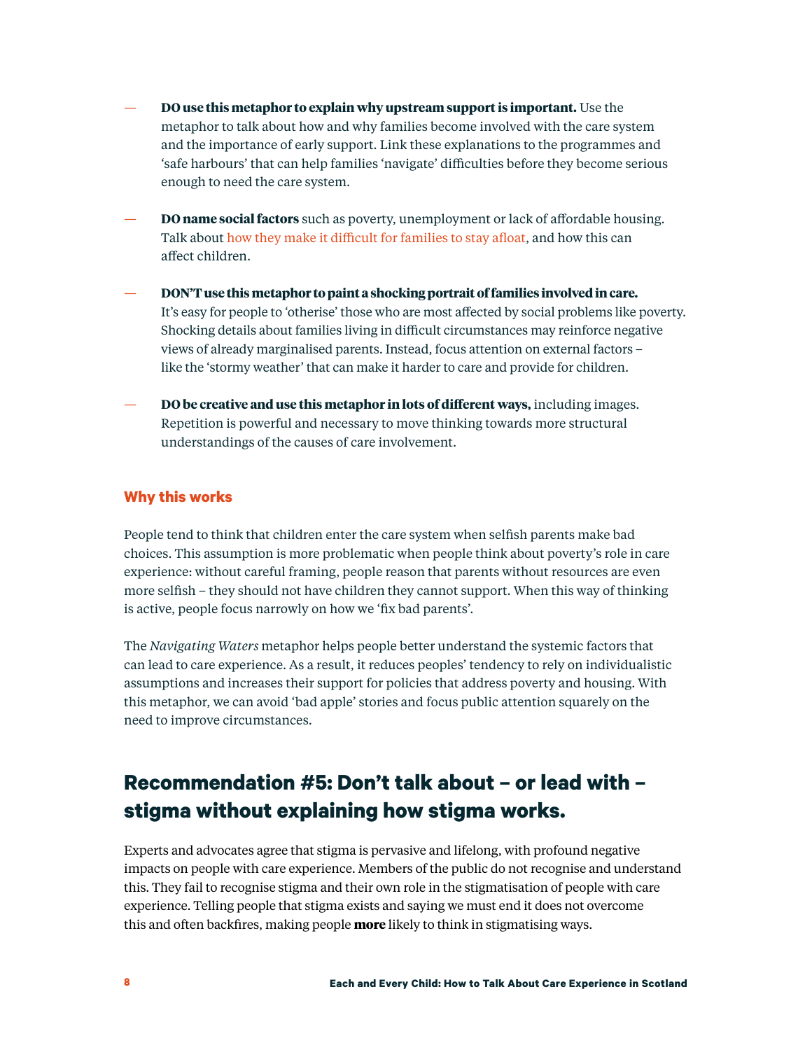- **DO use this metaphor to explain why upstream support is important.** Use the metaphor to talk about how and why families become involved with the care system and the importance of early support. Link these explanations to the programmes and 'safe harbours' that can help families 'navigate' difficulties before they become serious enough to need the care system.

- **DO name social factors** such as poverty, unemployment or lack of affordable housing. Talk about how they make it difficult for families to stay afloat, and how this can affect children.

- **DON'T use this metaphor to paint a shocking portrait of families involved in care.** It's easy for people to 'otherise' those who are most affected by social problems like poverty. Shocking details about families living in difficult circumstances may reinforce negative views of already marginalised parents. Instead, focus attention on external factors – like the 'stormy weather' that can make it harder to care and provide for children.

- **DO be creative and use this metaphor in lots of different ways,** including images. Repetition is powerful and necessary to move thinking towards more structural understandings of the causes of care involvement.

### Why this works

People tend to think that children enter the care system when selfish parents make bad choices. This assumption is more problematic when people think about poverty's role in care experience: without careful framing, people reason that parents without resources are even more selfish – they should not have children they cannot support. When this way of thinking is active, people focus narrowly on how we 'fix bad parents'.

The *Navigating Waters* metaphor helps people better understand the systemic factors that can lead to care experience. As a result, it reduces peoples' tendency to rely on individualistic assumptions and increases their support for policies that address poverty and housing. With this metaphor, we can avoid 'bad apple' stories and focus public attention squarely on the need to improve circumstances.

## Recommendation #5: Don't talk about – or lead with – stigma without explaining how stigma works.

Experts and advocates agree that stigma is pervasive and lifelong, with profound negative impacts on people with care experience. Members of the public do not recognise and understand this. They fail to recognise stigma and their own role in the stigmatisation of people with care experience. Telling people that stigma exists and saying we must end it does not overcome this and often backfires, making people **more** likely to think in stigmatising ways.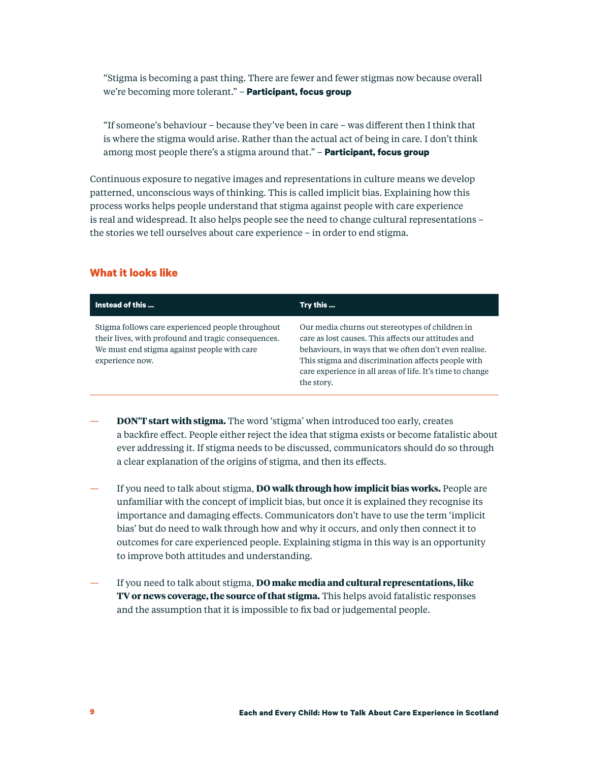> "Stigma is becoming a past thing. There are fewer and fewer stigmas now because overall we're becoming more tolerant." – **Participant, focus group**

> "If someone's behaviour – because they've been in care – was different then I think that is where the stigma would arise. Rather than the actual act of being in care. I don't think among most people there's a stigma around that." – **Participant, focus group**

Continuous exposure to negative images and representations in culture means we develop patterned, unconscious ways of thinking. This is called implicit bias. Explaining how this process works helps people understand that stigma against people with care experience is real and widespread. It also helps people see the need to change cultural representations – the stories we tell ourselves about care experience – in order to end stigma.

### What it looks like

| Instead of this ... | Try this ... |
| --- | --- |
| Stigma follows care experienced people throughout their lives, with profound and tragic consequences. We must end stigma against people with care experience now. | Our media churns out stereotypes of children in care as lost causes. This affects our attitudes and behaviours, in ways that we often don't even realise. This stigma and discrimination affects people with care experience in all areas of life. It's time to change the story. |

- **DON'T start with stigma.** The word 'stigma' when introduced too early, creates a backfire effect. People either reject the idea that stigma exists or become fatalistic about ever addressing it. If stigma needs to be discussed, communicators should do so through a clear explanation of the origins of stigma, and then its effects.
- If you need to talk about stigma, **DO walk through how implicit bias works.** People are unfamiliar with the concept of implicit bias, but once it is explained they recognise its importance and damaging effects. Communicators don't have to use the term 'implicit bias' but do need to walk through how and why it occurs, and only then connect it to outcomes for care experienced people. Explaining stigma in this way is an opportunity to improve both attitudes and understanding.
- If you need to talk about stigma, **DO make media and cultural representations, like TV or news coverage, the source of that stigma.** This helps avoid fatalistic responses and the assumption that it is impossible to fix bad or judgemental people.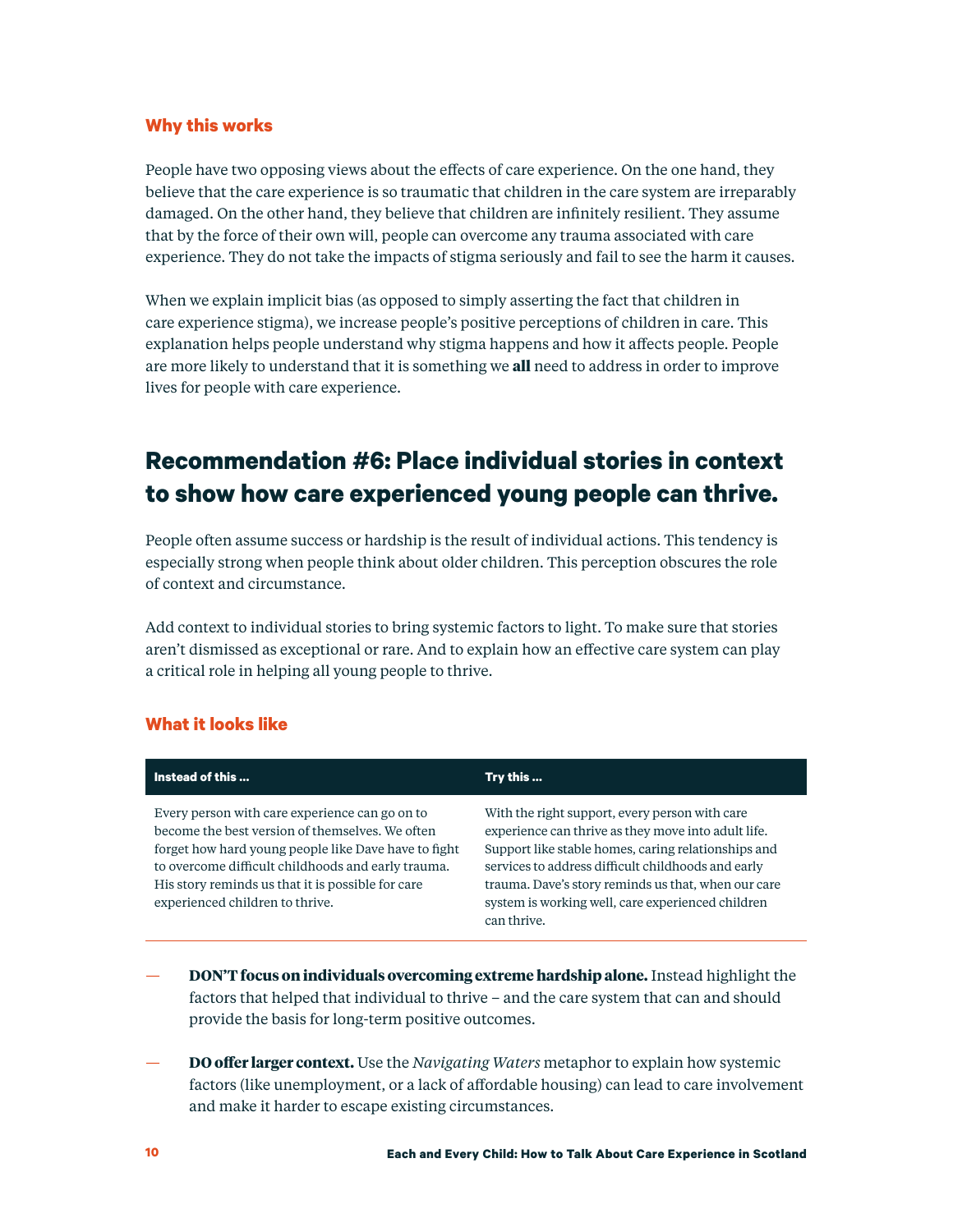### Why this works

People have two opposing views about the effects of care experience. On the one hand, they believe that the care experience is so traumatic that children in the care system are irreparably damaged. On the other hand, they believe that children are infinitely resilient. They assume that by the force of their own will, people can overcome any trauma associated with care experience. They do not take the impacts of stigma seriously and fail to see the harm it causes.

When we explain implicit bias (as opposed to simply asserting the fact that children in care experience stigma), we increase people's positive perceptions of children in care. This explanation helps people understand why stigma happens and how it affects people. People are more likely to understand that it is something we **all** need to address in order to improve lives for people with care experience.

## Recommendation #6: Place individual stories in context to show how care experienced young people can thrive.

People often assume success or hardship is the result of individual actions. This tendency is especially strong when people think about older children. This perception obscures the role of context and circumstance.

Add context to individual stories to bring systemic factors to light. To make sure that stories aren't dismissed as exceptional or rare. And to explain how an effective care system can play a critical role in helping all young people to thrive.

### What it looks like

| Instead of this ... | Try this ... |
| --- | --- |
| Every person with care experience can go on to become the best version of themselves. We often forget how hard young people like Dave have to fight to overcome difficult childhoods and early trauma. His story reminds us that it is possible for care experienced children to thrive. | With the right support, every person with care experience can thrive as they move into adult life. Support like stable homes, caring relationships and services to address difficult childhoods and early trauma. Dave's story reminds us that, when our care system is working well, care experienced children can thrive. |

— **DON'T focus on individuals overcoming extreme hardship alone.** Instead highlight the factors that helped that individual to thrive – and the care system that can and should provide the basis for long-term positive outcomes.

— **DO offer larger context.** Use the *Navigating Waters* metaphor to explain how systemic factors (like unemployment, or a lack of affordable housing) can lead to care involvement and make it harder to escape existing circumstances.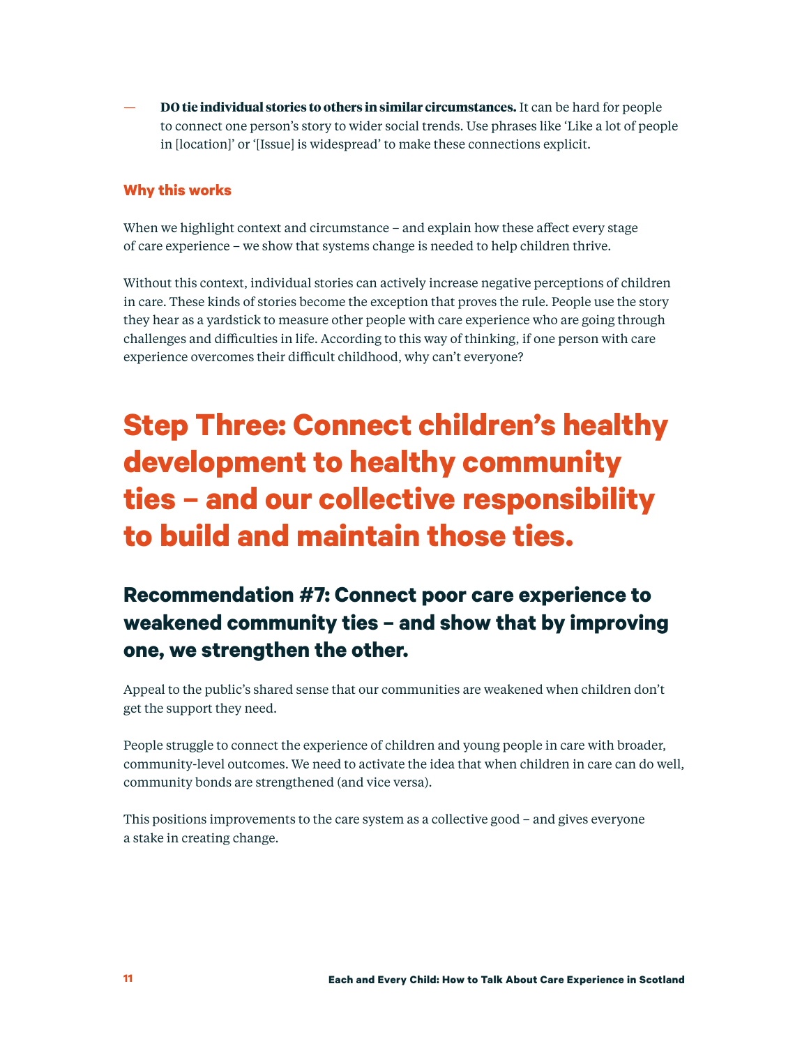- **DO tie individual stories to others in similar circumstances.** It can be hard for people to connect one person's story to wider social trends. Use phrases like 'Like a lot of people in [location]' or '[Issue] is widespread' to make these connections explicit.

### Why this works

When we highlight context and circumstance – and explain how these affect every stage of care experience – we show that systems change is needed to help children thrive.

Without this context, individual stories can actively increase negative perceptions of children in care. These kinds of stories become the exception that proves the rule. People use the story they hear as a yardstick to measure other people with care experience who are going through challenges and difficulties in life. According to this way of thinking, if one person with care experience overcomes their difficult childhood, why can't everyone?

# Step Three: Connect children's healthy development to healthy community ties – and our collective responsibility to build and maintain those ties.

## Recommendation #7: Connect poor care experience to weakened community ties – and show that by improving one, we strengthen the other.

Appeal to the public's shared sense that our communities are weakened when children don't get the support they need.

People struggle to connect the experience of children and young people in care with broader, community-level outcomes. We need to activate the idea that when children in care can do well, community bonds are strengthened (and vice versa).

This positions improvements to the care system as a collective good – and gives everyone a stake in creating change.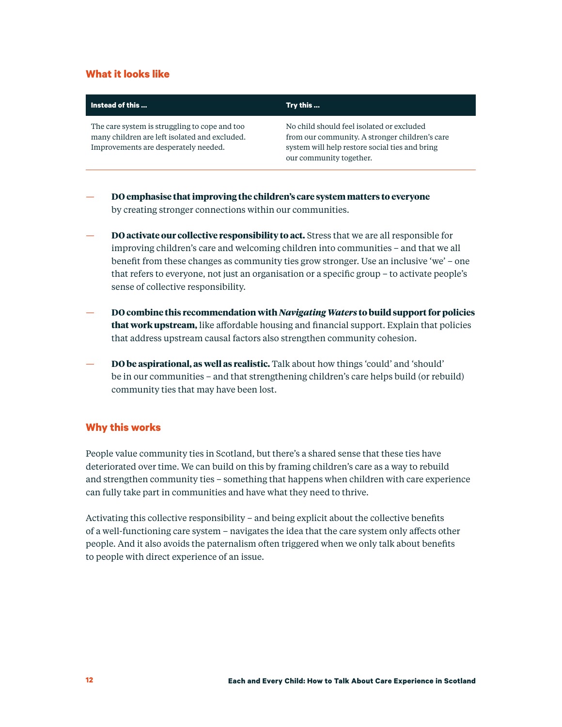## What it looks like

| Instead of this ... | Try this ... |
|---|---|
| The care system is struggling to cope and too many children are left isolated and excluded. Improvements are desperately needed. | No child should feel isolated or excluded from our community. A stronger children's care system will help restore social ties and bring our community together. |

— **DO emphasise that improving the children's care system matters to everyone** by creating stronger connections within our communities.

— **DO activate our collective responsibility to act.** Stress that we are all responsible for improving children's care and welcoming children into communities – and that we all benefit from these changes as community ties grow stronger. Use an inclusive 'we' – one that refers to everyone, not just an organisation or a specific group – to activate people's sense of collective responsibility.

— **DO combine this recommendation with *Navigating Waters* to build support for policies that work upstream,** like affordable housing and financial support. Explain that policies that address upstream causal factors also strengthen community cohesion.

— **DO be aspirational, as well as realistic.** Talk about how things 'could' and 'should' be in our communities – and that strengthening children's care helps build (or rebuild) community ties that may have been lost.

## Why this works

People value community ties in Scotland, but there's a shared sense that these ties have deteriorated over time. We can build on this by framing children's care as a way to rebuild and strengthen community ties – something that happens when children with care experience can fully take part in communities and have what they need to thrive.

Activating this collective responsibility – and being explicit about the collective benefits of a well-functioning care system – navigates the idea that the care system only affects other people. And it also avoids the paternalism often triggered when we only talk about benefits to people with direct experience of an issue.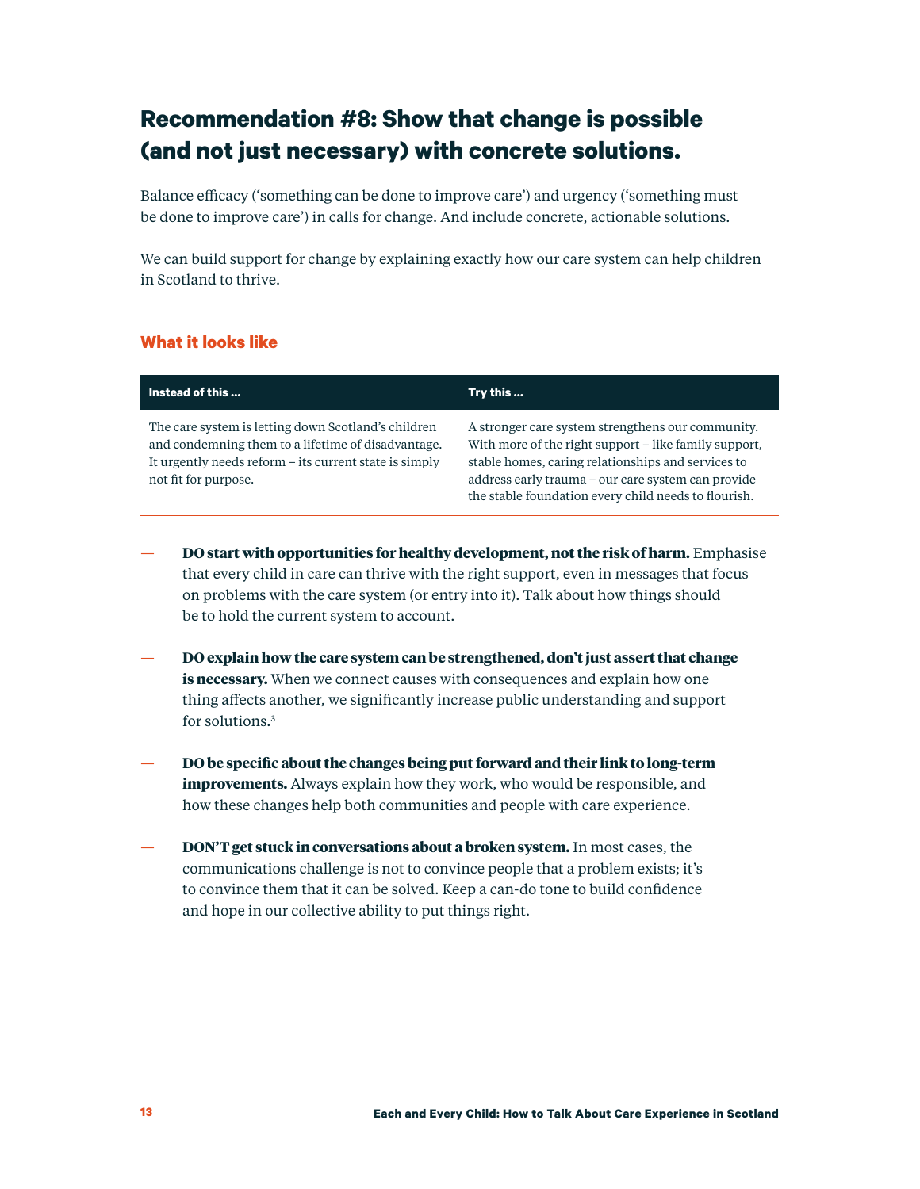## Recommendation #8: Show that change is possible (and not just necessary) with concrete solutions.

Balance efficacy ('something can be done to improve care') and urgency ('something must be done to improve care') in calls for change. And include concrete, actionable solutions.

We can build support for change by explaining exactly how our care system can help children in Scotland to thrive.

### What it looks like

| Instead of this ... | Try this ... |
|---|---|
| The care system is letting down Scotland's children and condemning them to a lifetime of disadvantage. It urgently needs reform – its current state is simply not fit for purpose. | A stronger care system strengthens our community. With more of the right support – like family support, stable homes, caring relationships and services to address early trauma – our care system can provide the stable foundation every child needs to flourish. |

— **DO start with opportunities for healthy development, not the risk of harm.** Emphasise that every child in care can thrive with the right support, even in messages that focus on problems with the care system (or entry into it). Talk about how things should be to hold the current system to account.

— **DO explain how the care system can be strengthened, don't just assert that change is necessary.** When we connect causes with consequences and explain how one thing affects another, we significantly increase public understanding and support for solutions.[3]

— **DO be specific about the changes being put forward and their link to long-term improvements.** Always explain how they work, who would be responsible, and how these changes help both communities and people with care experience.

— **DON'T get stuck in conversations about a broken system.** In most cases, the communications challenge is not to convince people that a problem exists; it's to convince them that it can be solved. Keep a can-do tone to build confidence and hope in our collective ability to put things right.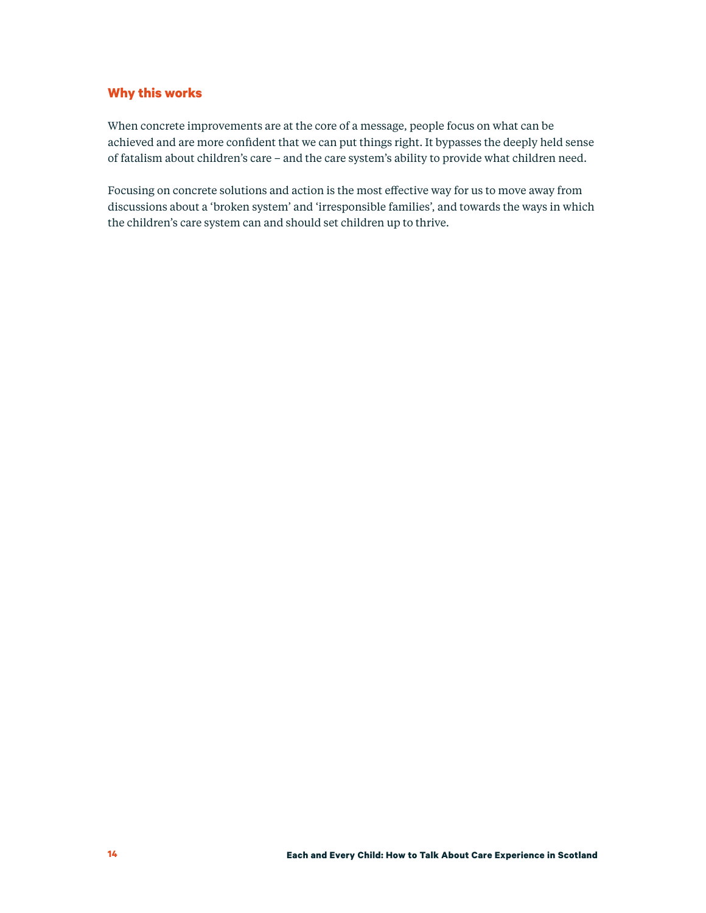### Why this works

When concrete improvements are at the core of a message, people focus on what can be achieved and are more confident that we can put things right. It bypasses the deeply held sense of fatalism about children's care – and the care system's ability to provide what children need.

Focusing on concrete solutions and action is the most effective way for us to move away from discussions about a 'broken system' and 'irresponsible families', and towards the ways in which the children's care system can and should set children up to thrive.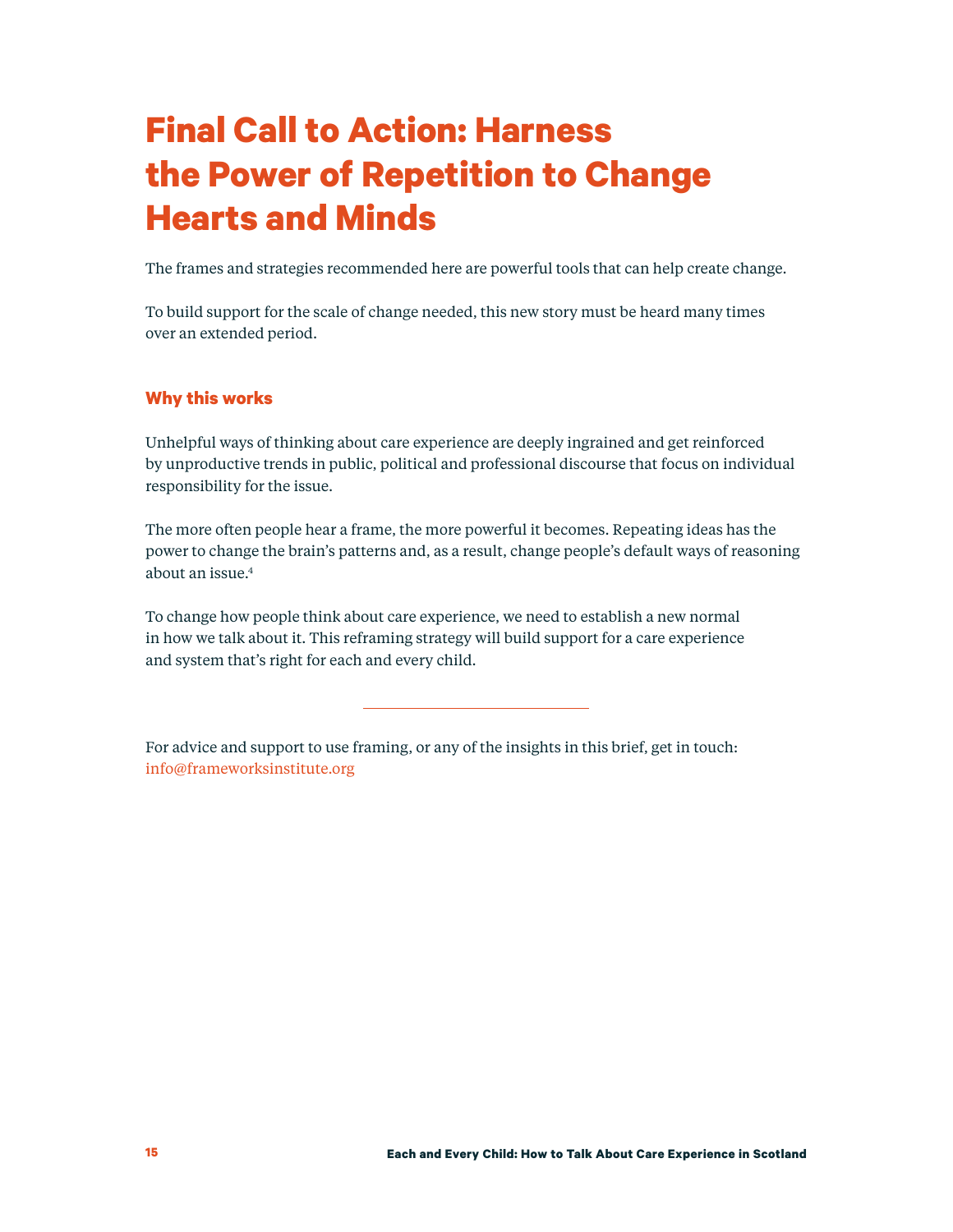# Final Call to Action: Harness the Power of Repetition to Change Hearts and Minds

The frames and strategies recommended here are powerful tools that can help create change.

To build support for the scale of change needed, this new story must be heard many times over an extended period.

### Why this works

Unhelpful ways of thinking about care experience are deeply ingrained and get reinforced by unproductive trends in public, political and professional discourse that focus on individual responsibility for the issue.

The more often people hear a frame, the more powerful it becomes. Repeating ideas has the power to change the brain's patterns and, as a result, change people's default ways of reasoning about an issue.[4]

To change how people think about care experience, we need to establish a new normal in how we talk about it. This reframing strategy will build support for a care experience and system that's right for each and every child.

---

For advice and support to use framing, or any of the insights in this brief, get in touch: info@frameworksinstitute.org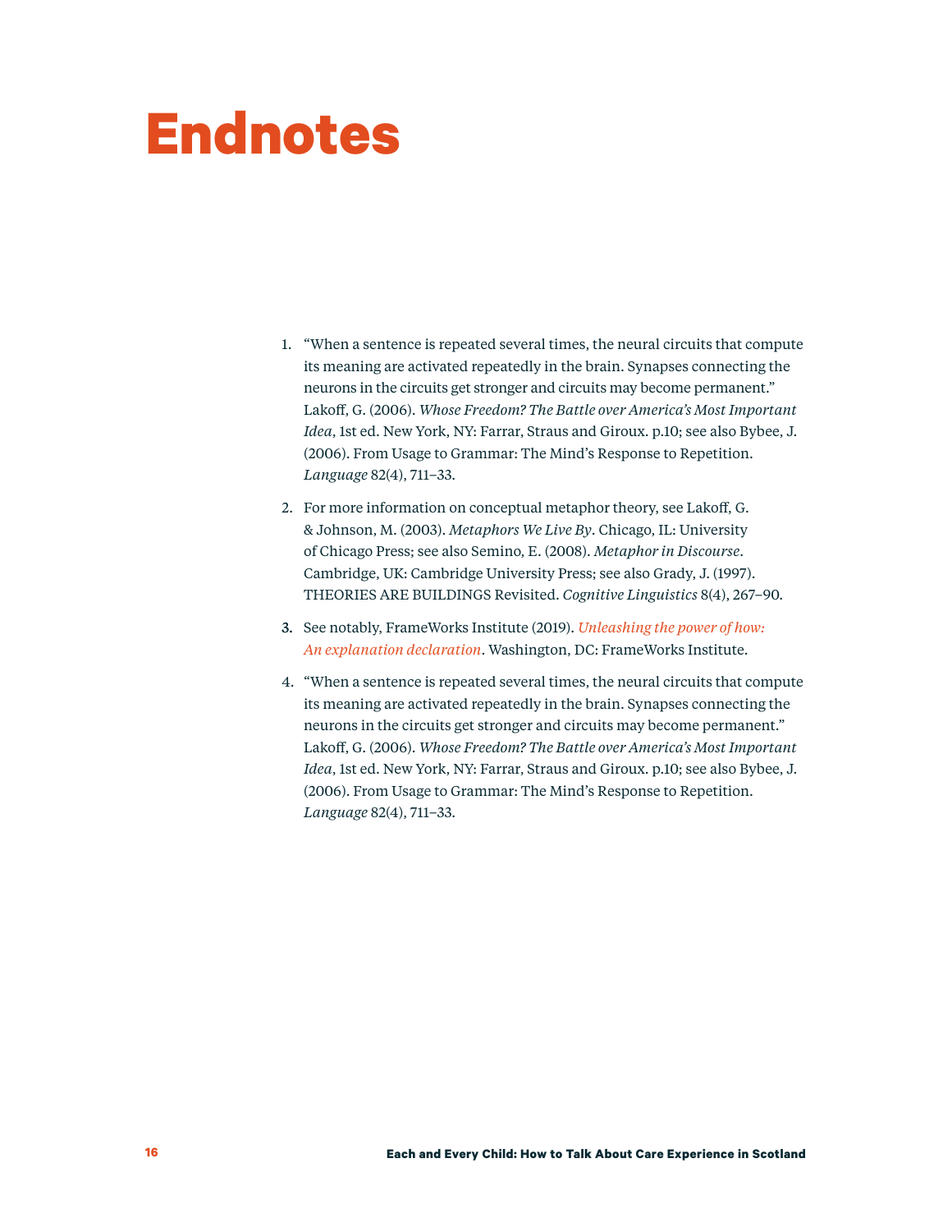# Endnotes

1. "When a sentence is repeated several times, the neural circuits that compute its meaning are activated repeatedly in the brain. Synapses connecting the neurons in the circuits get stronger and circuits may become permanent." Lakoff, G. (2006). *Whose Freedom? The Battle over America's Most Important Idea*, 1st ed. New York, NY: Farrar, Straus and Giroux. p.10; see also Bybee, J. (2006). From Usage to Grammar: The Mind's Response to Repetition. *Language* 82(4), 711–33.

2. For more information on conceptual metaphor theory, see Lakoff, G. & Johnson, M. (2003). *Metaphors We Live By*. Chicago, IL: University of Chicago Press; see also Semino, E. (2008). *Metaphor in Discourse*. Cambridge, UK: Cambridge University Press; see also Grady, J. (1997). THEORIES ARE BUILDINGS Revisited. *Cognitive Linguistics* 8(4), 267–90.

3. See notably, FrameWorks Institute (2019). *Unleashing the power of how: An explanation declaration*. Washington, DC: FrameWorks Institute.

4. "When a sentence is repeated several times, the neural circuits that compute its meaning are activated repeatedly in the brain. Synapses connecting the neurons in the circuits get stronger and circuits may become permanent." Lakoff, G. (2006). *Whose Freedom? The Battle over America's Most Important Idea*, 1st ed. New York, NY: Farrar, Straus and Giroux. p.10; see also Bybee, J. (2006). From Usage to Grammar: The Mind's Response to Repetition. *Language* 82(4), 711–33.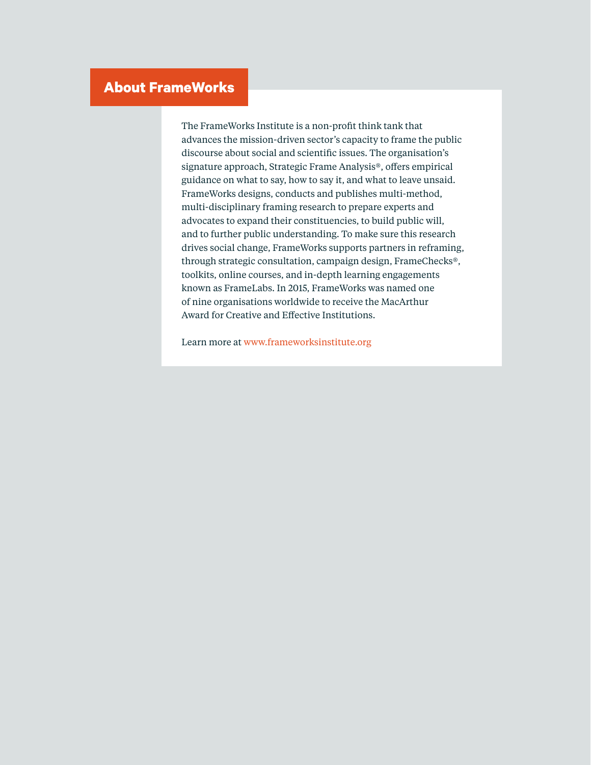## About FrameWorks

The FrameWorks Institute is a non-profit think tank that advances the mission-driven sector's capacity to frame the public discourse about social and scientific issues. The organisation's signature approach, Strategic Frame Analysis®, offers empirical guidance on what to say, how to say it, and what to leave unsaid. FrameWorks designs, conducts and publishes multi-method, multi-disciplinary framing research to prepare experts and advocates to expand their constituencies, to build public will, and to further public understanding. To make sure this research drives social change, FrameWorks supports partners in reframing, through strategic consultation, campaign design, FrameChecks®, toolkits, online courses, and in-depth learning engagements known as FrameLabs. In 2015, FrameWorks was named one of nine organisations worldwide to receive the MacArthur Award for Creative and Effective Institutions.

Learn more at www.frameworksinstitute.org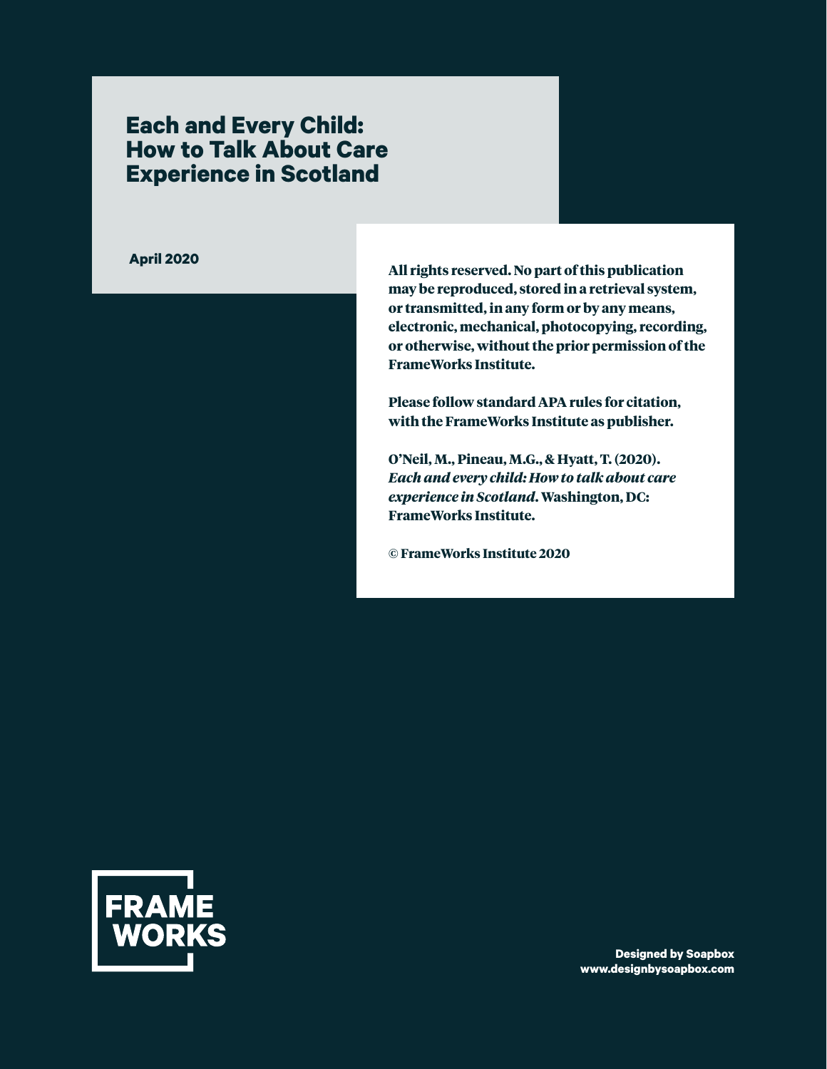# Each and Every Child: How to Talk About Care Experience in Scotland

**April 2020**

**All rights reserved. No part of this publication may be reproduced, stored in a retrieval system, or transmitted, in any form or by any means, electronic, mechanical, photocopying, recording, or otherwise, without the prior permission of the FrameWorks Institute.**

**Please follow standard APA rules for citation, with the FrameWorks Institute as publisher.**

**O'Neil, M., Pineau, M.G., & Hyatt, T. (2020). *Each and every child: How to talk about care experience in Scotland*. Washington, DC: FrameWorks Institute.**

**© FrameWorks Institute 2020**

FRAME WORKS

**Designed by Soapbox**
**www.designbysoapbox.com**